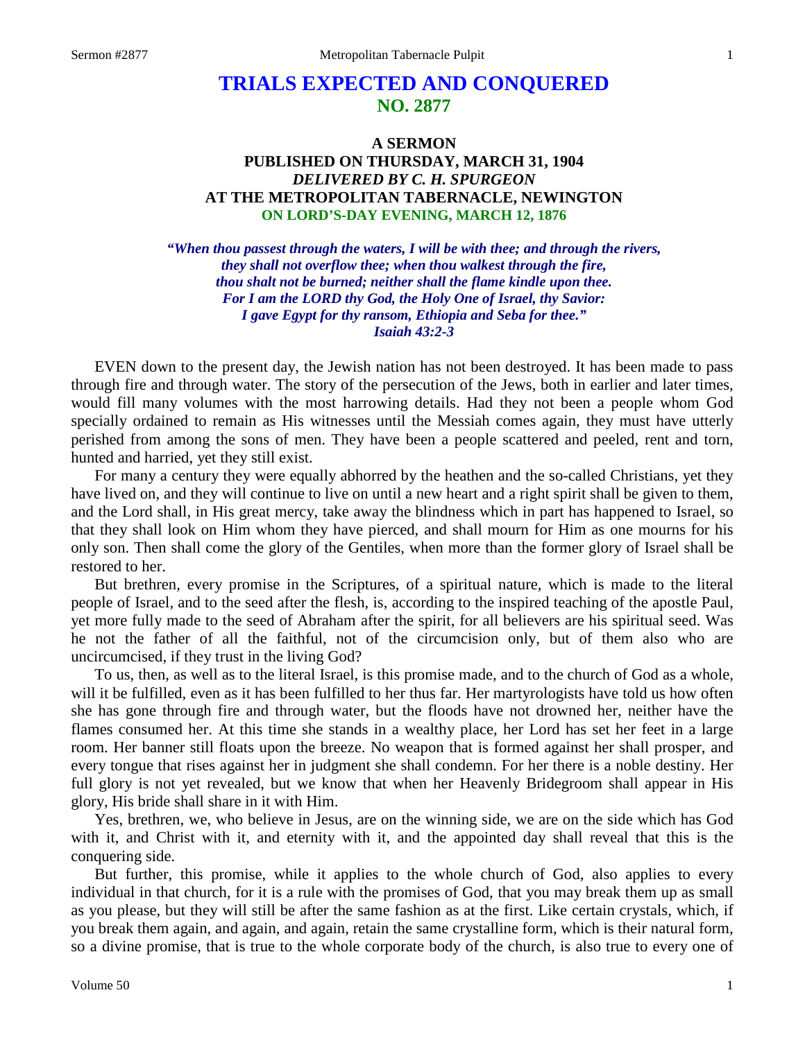# TRIALS EXPECTED AND CONQUERED
## NO. 2877

### A SERMON
### PUBLISHED ON THURSDAY, MARCH 31, 1904
### *DELIVERED BY C. H. SPURGEON*
### AT THE METROPOLITAN TABERNACLE, NEWINGTON
### ON LORD'S-DAY EVENING, MARCH 12, 1876

***"When thou passest through the waters, I will be with thee; and through the rivers, they shall not overflow thee; when thou walkest through the fire, thou shalt not be burned; neither shall the flame kindle upon thee. For I am the LORD thy God, the Holy One of Israel, thy Savior: I gave Egypt for thy ransom, Ethiopia and Seba for thee." Isaiah 43:2-3***

EVEN down to the present day, the Jewish nation has not been destroyed. It has been made to pass through fire and through water. The story of the persecution of the Jews, both in earlier and later times, would fill many volumes with the most harrowing details. Had they not been a people whom God specially ordained to remain as His witnesses until the Messiah comes again, they must have utterly perished from among the sons of men. They have been a people scattered and peeled, rent and torn, hunted and harried, yet they still exist.

For many a century they were equally abhorred by the heathen and the so-called Christians, yet they have lived on, and they will continue to live on until a new heart and a right spirit shall be given to them, and the Lord shall, in His great mercy, take away the blindness which in part has happened to Israel, so that they shall look on Him whom they have pierced, and shall mourn for Him as one mourns for his only son. Then shall come the glory of the Gentiles, when more than the former glory of Israel shall be restored to her.

But brethren, every promise in the Scriptures, of a spiritual nature, which is made to the literal people of Israel, and to the seed after the flesh, is, according to the inspired teaching of the apostle Paul, yet more fully made to the seed of Abraham after the spirit, for all believers are his spiritual seed. Was he not the father of all the faithful, not of the circumcision only, but of them also who are uncircumcised, if they trust in the living God?

To us, then, as well as to the literal Israel, is this promise made, and to the church of God as a whole, will it be fulfilled, even as it has been fulfilled to her thus far. Her martyrologists have told us how often she has gone through fire and through water, but the floods have not drowned her, neither have the flames consumed her. At this time she stands in a wealthy place, her Lord has set her feet in a large room. Her banner still floats upon the breeze. No weapon that is formed against her shall prosper, and every tongue that rises against her in judgment she shall condemn. For her there is a noble destiny. Her full glory is not yet revealed, but we know that when her Heavenly Bridegroom shall appear in His glory, His bride shall share in it with Him.

Yes, brethren, we, who believe in Jesus, are on the winning side, we are on the side which has God with it, and Christ with it, and eternity with it, and the appointed day shall reveal that this is the conquering side.

But further, this promise, while it applies to the whole church of God, also applies to every individual in that church, for it is a rule with the promises of God, that you may break them up as small as you please, but they will still be after the same fashion as at the first. Like certain crystals, which, if you break them again, and again, and again, retain the same crystalline form, which is their natural form, so a divine promise, that is true to the whole corporate body of the church, is also true to every one of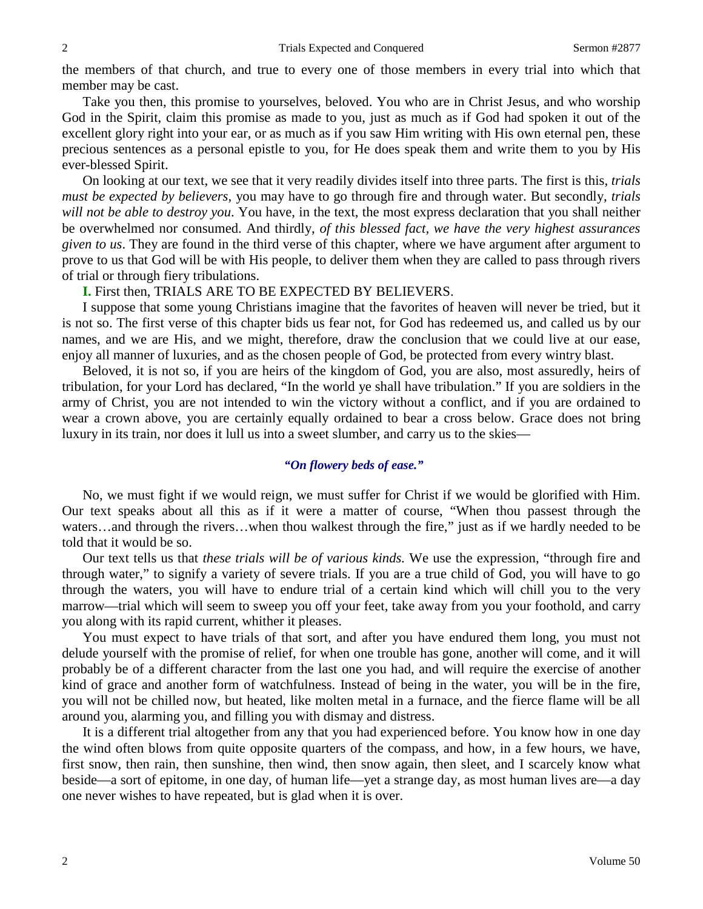the members of that church, and true to every one of those members in every trial into which that member may be cast.

Take you then, this promise to yourselves, beloved. You who are in Christ Jesus, and who worship God in the Spirit, claim this promise as made to you, just as much as if God had spoken it out of the excellent glory right into your ear, or as much as if you saw Him writing with His own eternal pen, these precious sentences as a personal epistle to you, for He does speak them and write them to you by His ever-blessed Spirit.

On looking at our text, we see that it very readily divides itself into three parts. The first is this, *trials must be expected by believers*, you may have to go through fire and through water. But secondly, *trials will not be able to destroy you*. You have, in the text, the most express declaration that you shall neither be overwhelmed nor consumed. And thirdly, *of this blessed fact, we have the very highest assurances given to us*. They are found in the third verse of this chapter, where we have argument after argument to prove to us that God will be with His people, to deliver them when they are called to pass through rivers of trial or through fiery tribulations.

**I.** First then, TRIALS ARE TO BE EXPECTED BY BELIEVERS.

I suppose that some young Christians imagine that the favorites of heaven will never be tried, but it is not so. The first verse of this chapter bids us fear not, for God has redeemed us, and called us by our names, and we are His, and we might, therefore, draw the conclusion that we could live at our ease, enjoy all manner of luxuries, and as the chosen people of God, be protected from every wintry blast.

Beloved, it is not so, if you are heirs of the kingdom of God, you are also, most assuredly, heirs of tribulation, for your Lord has declared, "In the world ye shall have tribulation." If you are soldiers in the army of Christ, you are not intended to win the victory without a conflict, and if you are ordained to wear a crown above, you are certainly equally ordained to bear a cross below. Grace does not bring luxury in its train, nor does it lull us into a sweet slumber, and carry us to the skies—

*"On flowery beds of ease."*

No, we must fight if we would reign, we must suffer for Christ if we would be glorified with Him. Our text speaks about all this as if it were a matter of course, "When thou passest through the waters…and through the rivers…when thou walkest through the fire," just as if we hardly needed to be told that it would be so.

Our text tells us that *these trials will be of various kinds.* We use the expression, "through fire and through water," to signify a variety of severe trials. If you are a true child of God, you will have to go through the waters, you will have to endure trial of a certain kind which will chill you to the very marrow—trial which will seem to sweep you off your feet, take away from you your foothold, and carry you along with its rapid current, whither it pleases.

You must expect to have trials of that sort, and after you have endured them long, you must not delude yourself with the promise of relief, for when one trouble has gone, another will come, and it will probably be of a different character from the last one you had, and will require the exercise of another kind of grace and another form of watchfulness. Instead of being in the water, you will be in the fire, you will not be chilled now, but heated, like molten metal in a furnace, and the fierce flame will be all around you, alarming you, and filling you with dismay and distress.

It is a different trial altogether from any that you had experienced before. You know how in one day the wind often blows from quite opposite quarters of the compass, and how, in a few hours, we have, first snow, then rain, then sunshine, then wind, then snow again, then sleet, and I scarcely know what beside—a sort of epitome, in one day, of human life—yet a strange day, as most human lives are—a day one never wishes to have repeated, but is glad when it is over.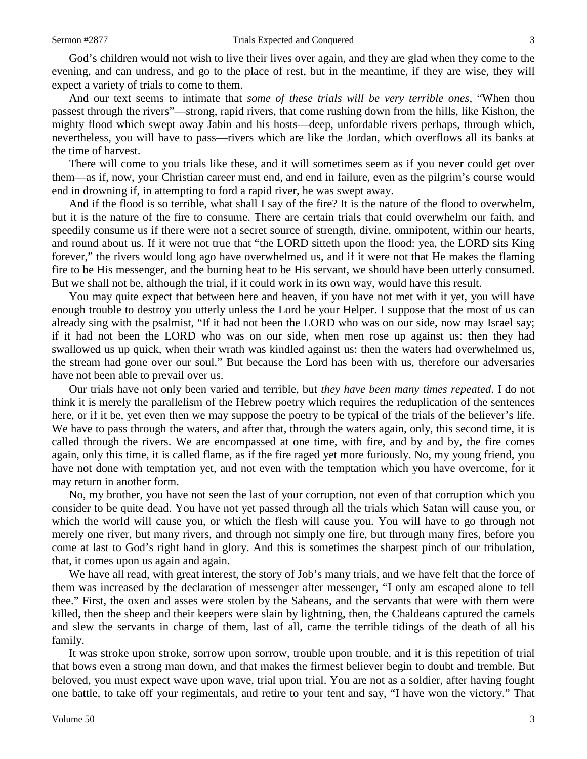God's children would not wish to live their lives over again, and they are glad when they come to the evening, and can undress, and go to the place of rest, but in the meantime, if they are wise, they will expect a variety of trials to come to them.

And our text seems to intimate that *some of these trials will be very terrible ones*, "When thou passest through the rivers"—strong, rapid rivers, that come rushing down from the hills, like Kishon, the mighty flood which swept away Jabin and his hosts—deep, unfordable rivers perhaps, through which, nevertheless, you will have to pass—rivers which are like the Jordan, which overflows all its banks at the time of harvest.

There will come to you trials like these, and it will sometimes seem as if you never could get over them—as if, now, your Christian career must end, and end in failure, even as the pilgrim's course would end in drowning if, in attempting to ford a rapid river, he was swept away.

And if the flood is so terrible, what shall I say of the fire? It is the nature of the flood to overwhelm, but it is the nature of the fire to consume. There are certain trials that could overwhelm our faith, and speedily consume us if there were not a secret source of strength, divine, omnipotent, within our hearts, and round about us. If it were not true that "the LORD sitteth upon the flood: yea, the LORD sits King forever," the rivers would long ago have overwhelmed us, and if it were not that He makes the flaming fire to be His messenger, and the burning heat to be His servant, we should have been utterly consumed. But we shall not be, although the trial, if it could work in its own way, would have this result.

You may quite expect that between here and heaven, if you have not met with it yet, you will have enough trouble to destroy you utterly unless the Lord be your Helper. I suppose that the most of us can already sing with the psalmist, "If it had not been the LORD who was on our side, now may Israel say; if it had not been the LORD who was on our side, when men rose up against us: then they had swallowed us up quick, when their wrath was kindled against us: then the waters had overwhelmed us, the stream had gone over our soul." But because the Lord has been with us, therefore our adversaries have not been able to prevail over us.

Our trials have not only been varied and terrible, but *they have been many times repeated*. I do not think it is merely the parallelism of the Hebrew poetry which requires the reduplication of the sentences here, or if it be, yet even then we may suppose the poetry to be typical of the trials of the believer's life. We have to pass through the waters, and after that, through the waters again, only, this second time, it is called through the rivers. We are encompassed at one time, with fire, and by and by, the fire comes again, only this time, it is called flame, as if the fire raged yet more furiously. No, my young friend, you have not done with temptation yet, and not even with the temptation which you have overcome, for it may return in another form.

No, my brother, you have not seen the last of your corruption, not even of that corruption which you consider to be quite dead. You have not yet passed through all the trials which Satan will cause you, or which the world will cause you, or which the flesh will cause you. You will have to go through not merely one river, but many rivers, and through not simply one fire, but through many fires, before you come at last to God's right hand in glory. And this is sometimes the sharpest pinch of our tribulation, that, it comes upon us again and again.

We have all read, with great interest, the story of Job's many trials, and we have felt that the force of them was increased by the declaration of messenger after messenger, "I only am escaped alone to tell thee." First, the oxen and asses were stolen by the Sabeans, and the servants that were with them were killed, then the sheep and their keepers were slain by lightning, then, the Chaldeans captured the camels and slew the servants in charge of them, last of all, came the terrible tidings of the death of all his family.

It was stroke upon stroke, sorrow upon sorrow, trouble upon trouble, and it is this repetition of trial that bows even a strong man down, and that makes the firmest believer begin to doubt and tremble. But beloved, you must expect wave upon wave, trial upon trial. You are not as a soldier, after having fought one battle, to take off your regimentals, and retire to your tent and say, "I have won the victory." That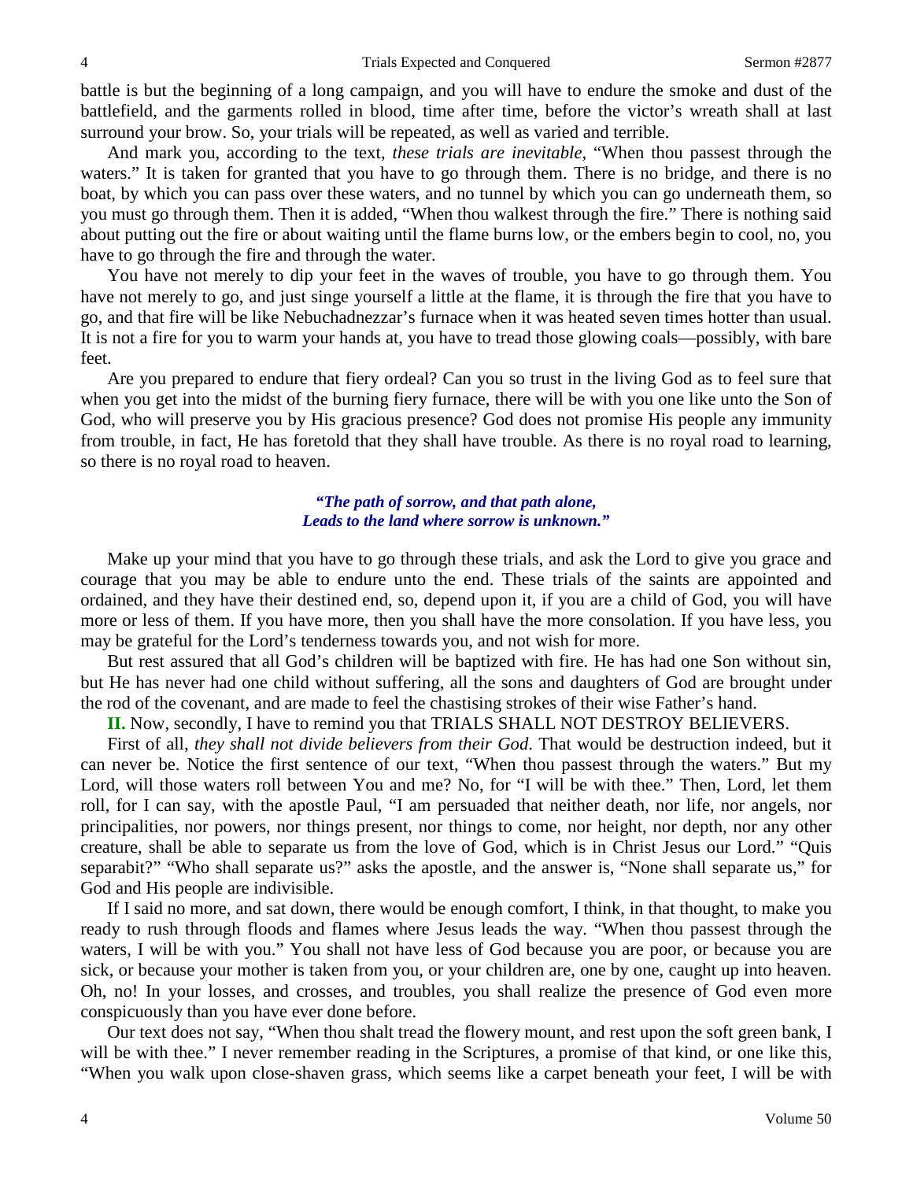battle is but the beginning of a long campaign, and you will have to endure the smoke and dust of the battlefield, and the garments rolled in blood, time after time, before the victor's wreath shall at last surround your brow. So, your trials will be repeated, as well as varied and terrible.

And mark you, according to the text, *these trials are inevitable,* "When thou passest through the waters." It is taken for granted that you have to go through them. There is no bridge, and there is no boat, by which you can pass over these waters, and no tunnel by which you can go underneath them, so you must go through them. Then it is added, "When thou walkest through the fire." There is nothing said about putting out the fire or about waiting until the flame burns low, or the embers begin to cool, no, you have to go through the fire and through the water.

You have not merely to dip your feet in the waves of trouble, you have to go through them. You have not merely to go, and just singe yourself a little at the flame, it is through the fire that you have to go, and that fire will be like Nebuchadnezzar's furnace when it was heated seven times hotter than usual. It is not a fire for you to warm your hands at, you have to tread those glowing coals—possibly, with bare feet.

Are you prepared to endure that fiery ordeal? Can you so trust in the living God as to feel sure that when you get into the midst of the burning fiery furnace, there will be with you one like unto the Son of God, who will preserve you by His gracious presence? God does not promise His people any immunity from trouble, in fact, He has foretold that they shall have trouble. As there is no royal road to learning, so there is no royal road to heaven.

*"The path of sorrow, and that path alone,*
*Leads to the land where sorrow is unknown."*

Make up your mind that you have to go through these trials, and ask the Lord to give you grace and courage that you may be able to endure unto the end. These trials of the saints are appointed and ordained, and they have their destined end, so, depend upon it, if you are a child of God, you will have more or less of them. If you have more, then you shall have the more consolation. If you have less, you may be grateful for the Lord's tenderness towards you, and not wish for more.

But rest assured that all God's children will be baptized with fire. He has had one Son without sin, but He has never had one child without suffering, all the sons and daughters of God are brought under the rod of the covenant, and are made to feel the chastising strokes of their wise Father's hand.

**II.** Now, secondly, I have to remind you that TRIALS SHALL NOT DESTROY BELIEVERS.

First of all, *they shall not divide believers from their God*. That would be destruction indeed, but it can never be. Notice the first sentence of our text, "When thou passest through the waters." But my Lord, will those waters roll between You and me? No, for "I will be with thee." Then, Lord, let them roll, for I can say, with the apostle Paul, "I am persuaded that neither death, nor life, nor angels, nor principalities, nor powers, nor things present, nor things to come, nor height, nor depth, nor any other creature, shall be able to separate us from the love of God, which is in Christ Jesus our Lord." "Quis separabit?" "Who shall separate us?" asks the apostle, and the answer is, "None shall separate us," for God and His people are indivisible.

If I said no more, and sat down, there would be enough comfort, I think, in that thought, to make you ready to rush through floods and flames where Jesus leads the way. "When thou passest through the waters, I will be with you." You shall not have less of God because you are poor, or because you are sick, or because your mother is taken from you, or your children are, one by one, caught up into heaven. Oh, no! In your losses, and crosses, and troubles, you shall realize the presence of God even more conspicuously than you have ever done before.

Our text does not say, "When thou shalt tread the flowery mount, and rest upon the soft green bank, I will be with thee." I never remember reading in the Scriptures, a promise of that kind, or one like this, "When you walk upon close-shaven grass, which seems like a carpet beneath your feet, I will be with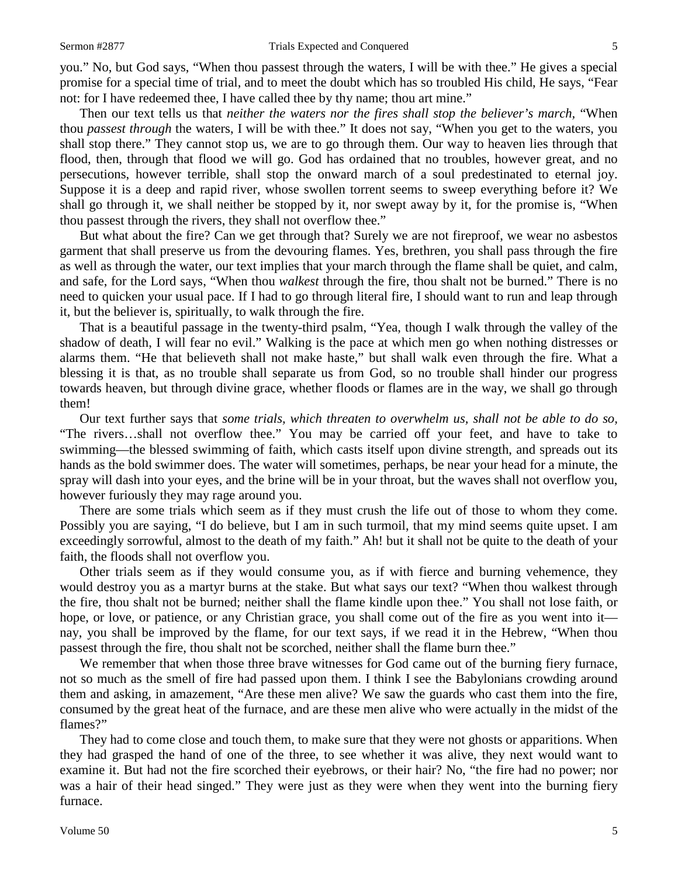you." No, but God says, "When thou passest through the waters, I will be with thee." He gives a special promise for a special time of trial, and to meet the doubt which has so troubled His child, He says, "Fear not: for I have redeemed thee, I have called thee by thy name; thou art mine."

Then our text tells us that *neither the waters nor the fires shall stop the believer's march*, "When thou *passest through* the waters, I will be with thee." It does not say, "When you get to the waters, you shall stop there." They cannot stop us, we are to go through them. Our way to heaven lies through that flood, then, through that flood we will go. God has ordained that no troubles, however great, and no persecutions, however terrible, shall stop the onward march of a soul predestinated to eternal joy. Suppose it is a deep and rapid river, whose swollen torrent seems to sweep everything before it? We shall go through it, we shall neither be stopped by it, nor swept away by it, for the promise is, "When thou passest through the rivers, they shall not overflow thee."

But what about the fire? Can we get through that? Surely we are not fireproof, we wear no asbestos garment that shall preserve us from the devouring flames. Yes, brethren, you shall pass through the fire as well as through the water, our text implies that your march through the flame shall be quiet, and calm, and safe, for the Lord says, "When thou *walkest* through the fire, thou shalt not be burned." There is no need to quicken your usual pace. If I had to go through literal fire, I should want to run and leap through it, but the believer is, spiritually, to walk through the fire.

That is a beautiful passage in the twenty-third psalm, "Yea, though I walk through the valley of the shadow of death, I will fear no evil." Walking is the pace at which men go when nothing distresses or alarms them. "He that believeth shall not make haste," but shall walk even through the fire. What a blessing it is that, as no trouble shall separate us from God, so no trouble shall hinder our progress towards heaven, but through divine grace, whether floods or flames are in the way, we shall go through them!

Our text further says that *some trials, which threaten to overwhelm us, shall not be able to do so*, "The rivers…shall not overflow thee." You may be carried off your feet, and have to take to swimming—the blessed swimming of faith, which casts itself upon divine strength, and spreads out its hands as the bold swimmer does. The water will sometimes, perhaps, be near your head for a minute, the spray will dash into your eyes, and the brine will be in your throat, but the waves shall not overflow you, however furiously they may rage around you.

There are some trials which seem as if they must crush the life out of those to whom they come. Possibly you are saying, "I do believe, but I am in such turmoil, that my mind seems quite upset. I am exceedingly sorrowful, almost to the death of my faith." Ah! but it shall not be quite to the death of your faith, the floods shall not overflow you.

Other trials seem as if they would consume you, as if with fierce and burning vehemence, they would destroy you as a martyr burns at the stake. But what says our text? "When thou walkest through the fire, thou shalt not be burned; neither shall the flame kindle upon thee." You shall not lose faith, or hope, or love, or patience, or any Christian grace, you shall come out of the fire as you went into it—nay, you shall be improved by the flame, for our text says, if we read it in the Hebrew, "When thou passest through the fire, thou shalt not be scorched, neither shall the flame burn thee."

We remember that when those three brave witnesses for God came out of the burning fiery furnace, not so much as the smell of fire had passed upon them. I think I see the Babylonians crowding around them and asking, in amazement, "Are these men alive? We saw the guards who cast them into the fire, consumed by the great heat of the furnace, and are these men alive who were actually in the midst of the flames?"

They had to come close and touch them, to make sure that they were not ghosts or apparitions. When they had grasped the hand of one of the three, to see whether it was alive, they next would want to examine it. But had not the fire scorched their eyebrows, or their hair? No, "the fire had no power; nor was a hair of their head singed." They were just as they were when they went into the burning fiery furnace.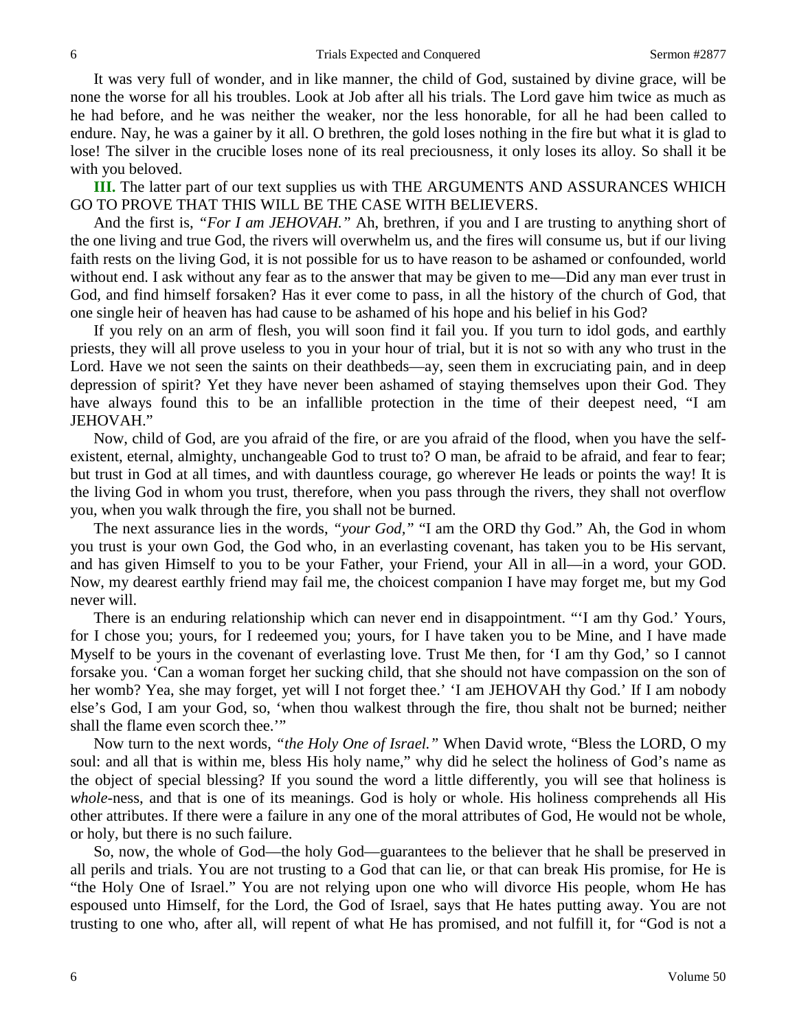It was very full of wonder, and in like manner, the child of God, sustained by divine grace, will be none the worse for all his troubles. Look at Job after all his trials. The Lord gave him twice as much as he had before, and he was neither the weaker, nor the less honorable, for all he had been called to endure. Nay, he was a gainer by it all. O brethren, the gold loses nothing in the fire but what it is glad to lose! The silver in the crucible loses none of its real preciousness, it only loses its alloy. So shall it be with you beloved.

**III.** The latter part of our text supplies us with THE ARGUMENTS AND ASSURANCES WHICH GO TO PROVE THAT THIS WILL BE THE CASE WITH BELIEVERS.

And the first is, *"For I am JEHOVAH."* Ah, brethren, if you and I are trusting to anything short of the one living and true God, the rivers will overwhelm us, and the fires will consume us, but if our living faith rests on the living God, it is not possible for us to have reason to be ashamed or confounded, world without end. I ask without any fear as to the answer that may be given to me—Did any man ever trust in God, and find himself forsaken? Has it ever come to pass, in all the history of the church of God, that one single heir of heaven has had cause to be ashamed of his hope and his belief in his God?

If you rely on an arm of flesh, you will soon find it fail you. If you turn to idol gods, and earthly priests, they will all prove useless to you in your hour of trial, but it is not so with any who trust in the Lord. Have we not seen the saints on their deathbeds—ay, seen them in excruciating pain, and in deep depression of spirit? Yet they have never been ashamed of staying themselves upon their God. They have always found this to be an infallible protection in the time of their deepest need, "I am JEHOVAH."

Now, child of God, are you afraid of the fire, or are you afraid of the flood, when you have the self-existent, eternal, almighty, unchangeable God to trust to? O man, be afraid to be afraid, and fear to fear; but trust in God at all times, and with dauntless courage, go wherever He leads or points the way! It is the living God in whom you trust, therefore, when you pass through the rivers, they shall not overflow you, when you walk through the fire, you shall not be burned.

The next assurance lies in the words, *"your God,"* "I am the ORD thy God." Ah, the God in whom you trust is your own God, the God who, in an everlasting covenant, has taken you to be His servant, and has given Himself to you to be your Father, your Friend, your All in all—in a word, your GOD. Now, my dearest earthly friend may fail me, the choicest companion I have may forget me, but my God never will.

There is an enduring relationship which can never end in disappointment. "'I am thy God.' Yours, for I chose you; yours, for I redeemed you; yours, for I have taken you to be Mine, and I have made Myself to be yours in the covenant of everlasting love. Trust Me then, for 'I am thy God,' so I cannot forsake you. 'Can a woman forget her sucking child, that she should not have compassion on the son of her womb? Yea, she may forget, yet will I not forget thee.' 'I am JEHOVAH thy God.' If I am nobody else's God, I am your God, so, 'when thou walkest through the fire, thou shalt not be burned; neither shall the flame even scorch thee.'"

Now turn to the next words, *"the Holy One of Israel."* When David wrote, "Bless the LORD, O my soul: and all that is within me, bless His holy name," why did he select the holiness of God's name as the object of special blessing? If you sound the word a little differently, you will see that holiness is *whole*-ness, and that is one of its meanings. God is holy or whole. His holiness comprehends all His other attributes. If there were a failure in any one of the moral attributes of God, He would not be whole, or holy, but there is no such failure.

So, now, the whole of God—the holy God—guarantees to the believer that he shall be preserved in all perils and trials. You are not trusting to a God that can lie, or that can break His promise, for He is "the Holy One of Israel." You are not relying upon one who will divorce His people, whom He has espoused unto Himself, for the Lord, the God of Israel, says that He hates putting away. You are not trusting to one who, after all, will repent of what He has promised, and not fulfill it, for "God is not a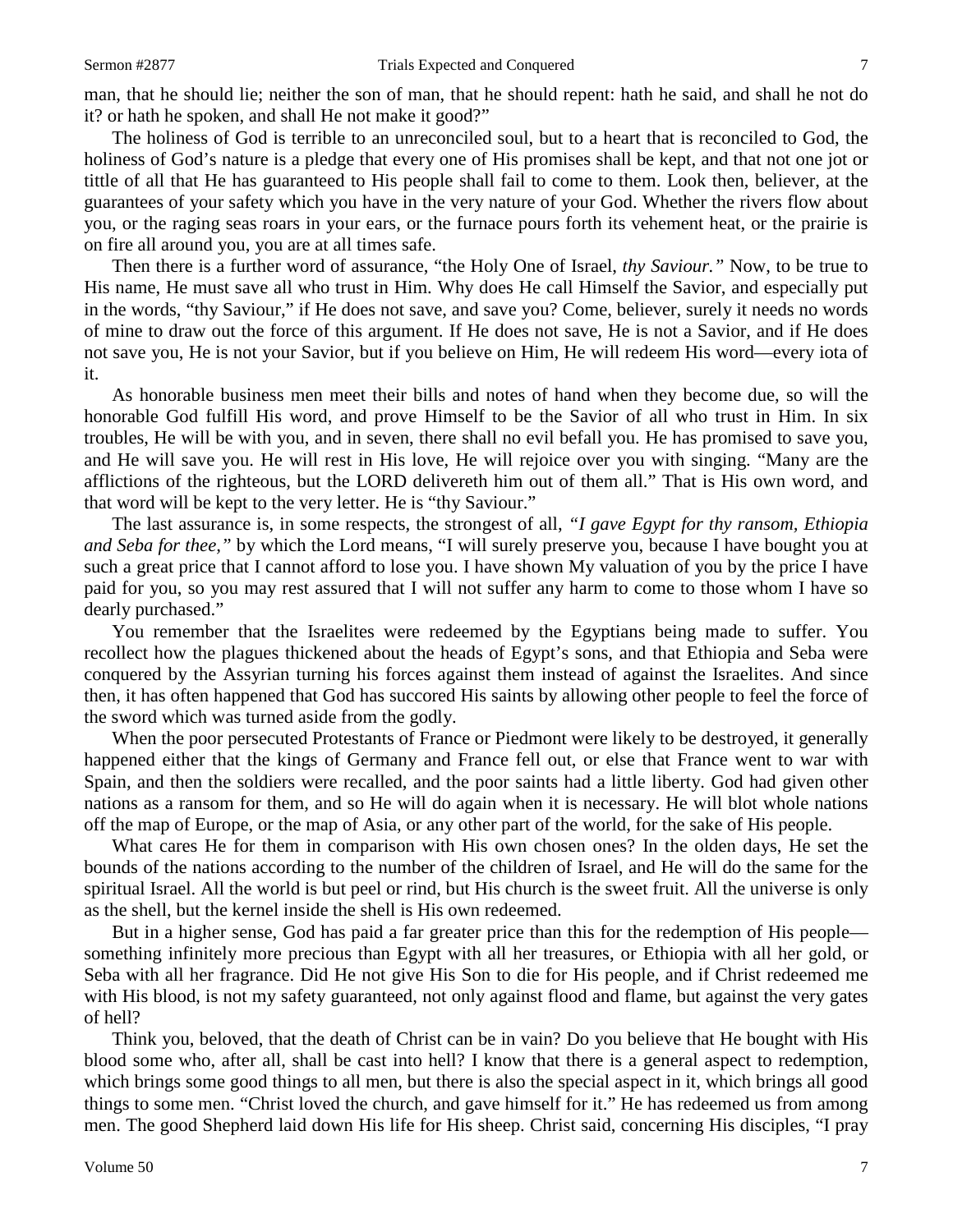man, that he should lie; neither the son of man, that he should repent: hath he said, and shall he not do it? or hath he spoken, and shall He not make it good?"

The holiness of God is terrible to an unreconciled soul, but to a heart that is reconciled to God, the holiness of God's nature is a pledge that every one of His promises shall be kept, and that not one jot or tittle of all that He has guaranteed to His people shall fail to come to them. Look then, believer, at the guarantees of your safety which you have in the very nature of your God. Whether the rivers flow about you, or the raging seas roars in your ears, or the furnace pours forth its vehement heat, or the prairie is on fire all around you, you are at all times safe.

Then there is a further word of assurance, "the Holy One of Israel, *thy Saviour."* Now, to be true to His name, He must save all who trust in Him. Why does He call Himself the Savior, and especially put in the words, "thy Saviour," if He does not save, and save you? Come, believer, surely it needs no words of mine to draw out the force of this argument. If He does not save, He is not a Savior, and if He does not save you, He is not your Savior, but if you believe on Him, He will redeem His word—every iota of it.

As honorable business men meet their bills and notes of hand when they become due, so will the honorable God fulfill His word, and prove Himself to be the Savior of all who trust in Him. In six troubles, He will be with you, and in seven, there shall no evil befall you. He has promised to save you, and He will save you. He will rest in His love, He will rejoice over you with singing. "Many are the afflictions of the righteous, but the LORD delivereth him out of them all." That is His own word, and that word will be kept to the very letter. He is "thy Saviour."

The last assurance is, in some respects, the strongest of all, *"I gave Egypt for thy ransom, Ethiopia and Seba for thee,"* by which the Lord means, "I will surely preserve you, because I have bought you at such a great price that I cannot afford to lose you. I have shown My valuation of you by the price I have paid for you, so you may rest assured that I will not suffer any harm to come to those whom I have so dearly purchased."

You remember that the Israelites were redeemed by the Egyptians being made to suffer. You recollect how the plagues thickened about the heads of Egypt's sons, and that Ethiopia and Seba were conquered by the Assyrian turning his forces against them instead of against the Israelites. And since then, it has often happened that God has succored His saints by allowing other people to feel the force of the sword which was turned aside from the godly.

When the poor persecuted Protestants of France or Piedmont were likely to be destroyed, it generally happened either that the kings of Germany and France fell out, or else that France went to war with Spain, and then the soldiers were recalled, and the poor saints had a little liberty. God had given other nations as a ransom for them, and so He will do again when it is necessary. He will blot whole nations off the map of Europe, or the map of Asia, or any other part of the world, for the sake of His people.

What cares He for them in comparison with His own chosen ones? In the olden days, He set the bounds of the nations according to the number of the children of Israel, and He will do the same for the spiritual Israel. All the world is but peel or rind, but His church is the sweet fruit. All the universe is only as the shell, but the kernel inside the shell is His own redeemed.

But in a higher sense, God has paid a far greater price than this for the redemption of His people—something infinitely more precious than Egypt with all her treasures, or Ethiopia with all her gold, or Seba with all her fragrance. Did He not give His Son to die for His people, and if Christ redeemed me with His blood, is not my safety guaranteed, not only against flood and flame, but against the very gates of hell?

Think you, beloved, that the death of Christ can be in vain? Do you believe that He bought with His blood some who, after all, shall be cast into hell? I know that there is a general aspect to redemption, which brings some good things to all men, but there is also the special aspect in it, which brings all good things to some men. "Christ loved the church, and gave himself for it." He has redeemed us from among men. The good Shepherd laid down His life for His sheep. Christ said, concerning His disciples, "I pray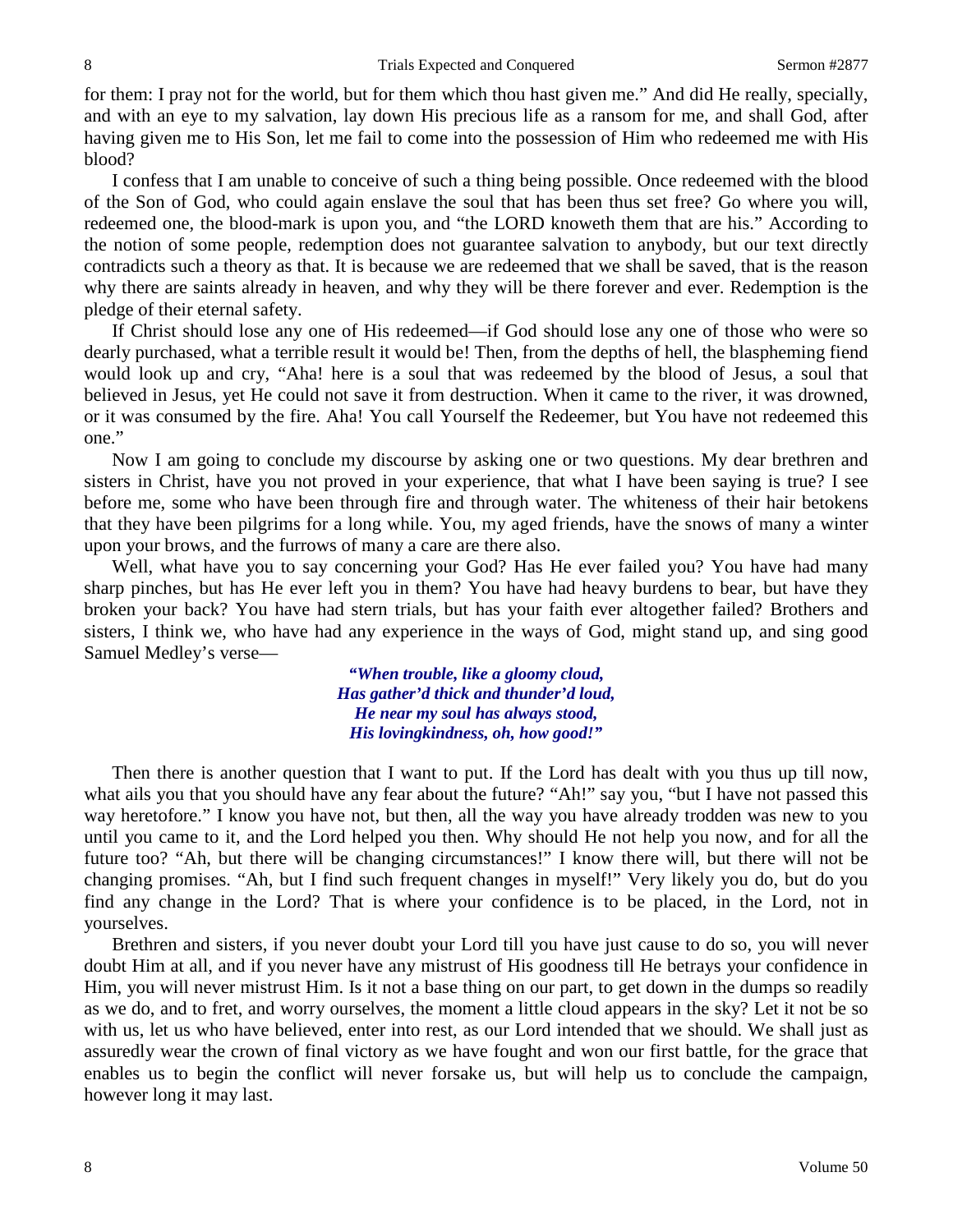for them: I pray not for the world, but for them which thou hast given me." And did He really, specially, and with an eye to my salvation, lay down His precious life as a ransom for me, and shall God, after having given me to His Son, let me fail to come into the possession of Him who redeemed me with His blood?

I confess that I am unable to conceive of such a thing being possible. Once redeemed with the blood of the Son of God, who could again enslave the soul that has been thus set free? Go where you will, redeemed one, the blood-mark is upon you, and "the LORD knoweth them that are his." According to the notion of some people, redemption does not guarantee salvation to anybody, but our text directly contradicts such a theory as that. It is because we are redeemed that we shall be saved, that is the reason why there are saints already in heaven, and why they will be there forever and ever. Redemption is the pledge of their eternal safety.

If Christ should lose any one of His redeemed—if God should lose any one of those who were so dearly purchased, what a terrible result it would be! Then, from the depths of hell, the blaspheming fiend would look up and cry, "Aha! here is a soul that was redeemed by the blood of Jesus, a soul that believed in Jesus, yet He could not save it from destruction. When it came to the river, it was drowned, or it was consumed by the fire. Aha! You call Yourself the Redeemer, but You have not redeemed this one."

Now I am going to conclude my discourse by asking one or two questions. My dear brethren and sisters in Christ, have you not proved in your experience, that what I have been saying is true? I see before me, some who have been through fire and through water. The whiteness of their hair betokens that they have been pilgrims for a long while. You, my aged friends, have the snows of many a winter upon your brows, and the furrows of many a care are there also.

Well, what have you to say concerning your God? Has He ever failed you? You have had many sharp pinches, but has He ever left you in them? You have had heavy burdens to bear, but have they broken your back? You have had stern trials, but has your faith ever altogether failed? Brothers and sisters, I think we, who have had any experience in the ways of God, might stand up, and sing good Samuel Medley's verse—

> ***"When trouble, like a gloomy cloud,***
> ***Has gather'd thick and thunder'd loud,***
> ***He near my soul has always stood,***
> ***His lovingkindness, oh, how good!"***

Then there is another question that I want to put. If the Lord has dealt with you thus up till now, what ails you that you should have any fear about the future? "Ah!" say you, "but I have not passed this way heretofore." I know you have not, but then, all the way you have already trodden was new to you until you came to it, and the Lord helped you then. Why should He not help you now, and for all the future too? "Ah, but there will be changing circumstances!" I know there will, but there will not be changing promises. "Ah, but I find such frequent changes in myself!" Very likely you do, but do you find any change in the Lord? That is where your confidence is to be placed, in the Lord, not in yourselves.

Brethren and sisters, if you never doubt your Lord till you have just cause to do so, you will never doubt Him at all, and if you never have any mistrust of His goodness till He betrays your confidence in Him, you will never mistrust Him. Is it not a base thing on our part, to get down in the dumps so readily as we do, and to fret, and worry ourselves, the moment a little cloud appears in the sky? Let it not be so with us, let us who have believed, enter into rest, as our Lord intended that we should. We shall just as assuredly wear the crown of final victory as we have fought and won our first battle, for the grace that enables us to begin the conflict will never forsake us, but will help us to conclude the campaign, however long it may last.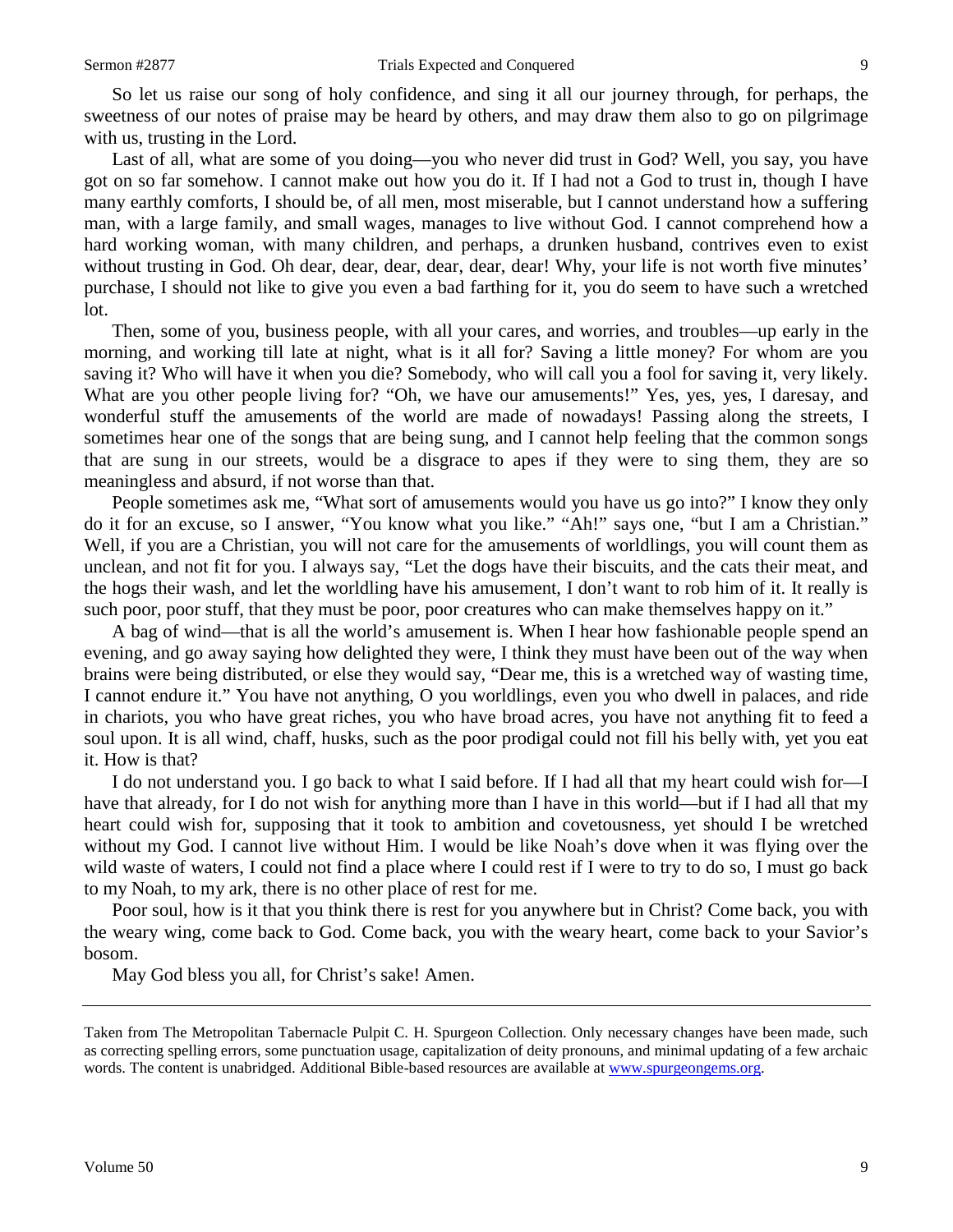So let us raise our song of holy confidence, and sing it all our journey through, for perhaps, the sweetness of our notes of praise may be heard by others, and may draw them also to go on pilgrimage with us, trusting in the Lord.

Last of all, what are some of you doing—you who never did trust in God? Well, you say, you have got on so far somehow. I cannot make out how you do it. If I had not a God to trust in, though I have many earthly comforts, I should be, of all men, most miserable, but I cannot understand how a suffering man, with a large family, and small wages, manages to live without God. I cannot comprehend how a hard working woman, with many children, and perhaps, a drunken husband, contrives even to exist without trusting in God. Oh dear, dear, dear, dear, dear, dear! Why, your life is not worth five minutes' purchase, I should not like to give you even a bad farthing for it, you do seem to have such a wretched lot.

Then, some of you, business people, with all your cares, and worries, and troubles—up early in the morning, and working till late at night, what is it all for? Saving a little money? For whom are you saving it? Who will have it when you die? Somebody, who will call you a fool for saving it, very likely. What are you other people living for? "Oh, we have our amusements!" Yes, yes, yes, I daresay, and wonderful stuff the amusements of the world are made of nowadays! Passing along the streets, I sometimes hear one of the songs that are being sung, and I cannot help feeling that the common songs that are sung in our streets, would be a disgrace to apes if they were to sing them, they are so meaningless and absurd, if not worse than that.

People sometimes ask me, "What sort of amusements would you have us go into?" I know they only do it for an excuse, so I answer, "You know what you like." "Ah!" says one, "but I am a Christian." Well, if you are a Christian, you will not care for the amusements of worldlings, you will count them as unclean, and not fit for you. I always say, "Let the dogs have their biscuits, and the cats their meat, and the hogs their wash, and let the worldling have his amusement, I don't want to rob him of it. It really is such poor, poor stuff, that they must be poor, poor creatures who can make themselves happy on it."

A bag of wind—that is all the world's amusement is. When I hear how fashionable people spend an evening, and go away saying how delighted they were, I think they must have been out of the way when brains were being distributed, or else they would say, "Dear me, this is a wretched way of wasting time, I cannot endure it." You have not anything, O you worldlings, even you who dwell in palaces, and ride in chariots, you who have great riches, you who have broad acres, you have not anything fit to feed a soul upon. It is all wind, chaff, husks, such as the poor prodigal could not fill his belly with, yet you eat it. How is that?

I do not understand you. I go back to what I said before. If I had all that my heart could wish for—I have that already, for I do not wish for anything more than I have in this world—but if I had all that my heart could wish for, supposing that it took to ambition and covetousness, yet should I be wretched without my God. I cannot live without Him. I would be like Noah's dove when it was flying over the wild waste of waters, I could not find a place where I could rest if I were to try to do so, I must go back to my Noah, to my ark, there is no other place of rest for me.

Poor soul, how is it that you think there is rest for you anywhere but in Christ? Come back, you with the weary wing, come back to God. Come back, you with the weary heart, come back to your Savior's bosom.

May God bless you all, for Christ's sake! Amen.

---

Taken from The Metropolitan Tabernacle Pulpit C. H. Spurgeon Collection. Only necessary changes have been made, such as correcting spelling errors, some punctuation usage, capitalization of deity pronouns, and minimal updating of a few archaic words. The content is unabridged. Additional Bible-based resources are available at www.spurgeongems.org.